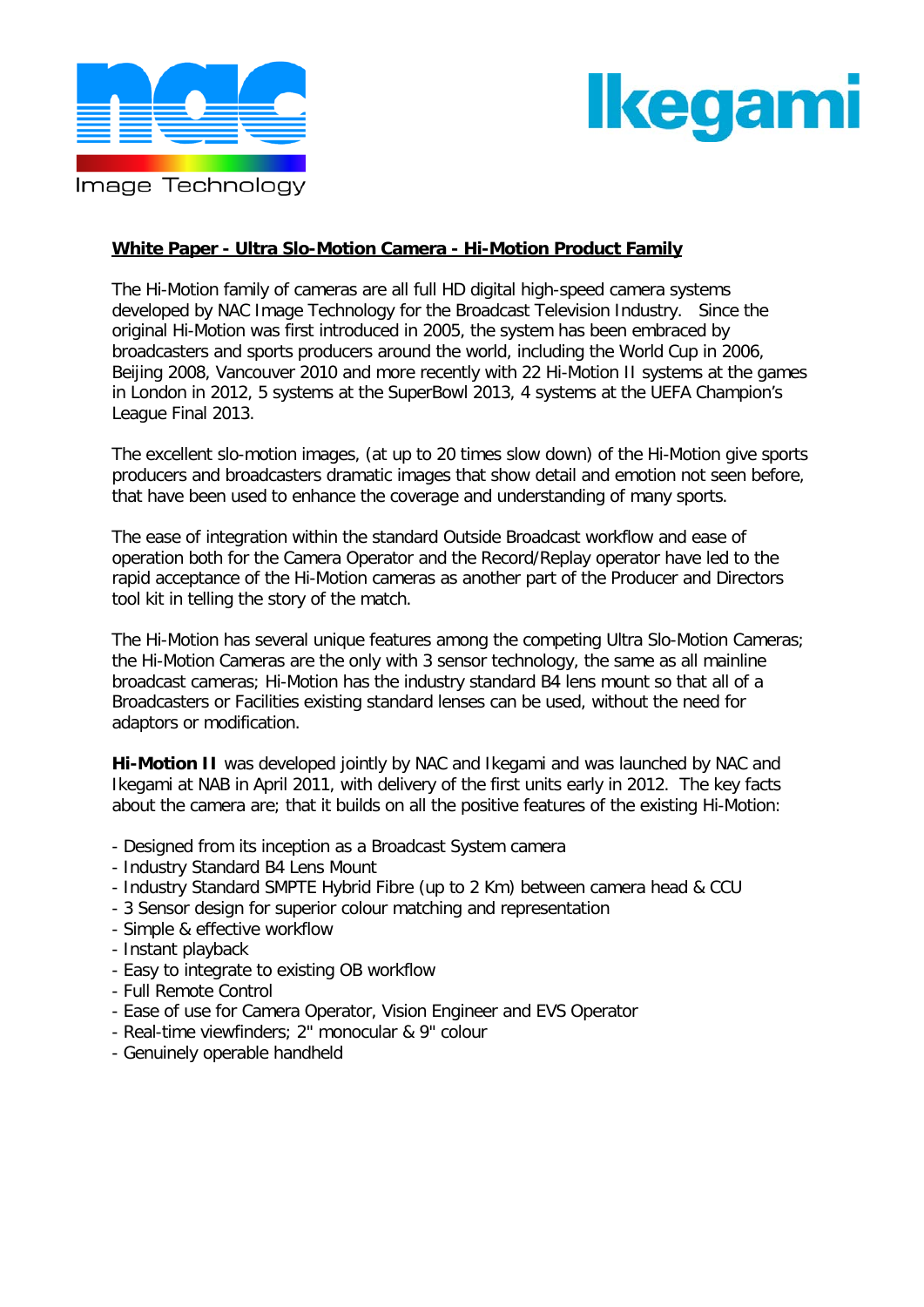## White Paper - Ultra Slo-Motion Camera - Hi-Motion Product Family

The Hi-Motion family of cameras are all full HD digital high-speed camera systems developed by NAC Image Technology for the Broadcast Television Industry. Since the original Hi-Motion was first introduced in 2005, the system has been embraced by broadcasters and sports producers around the world, including the World Cup in 2006, Beijing 2008, Vancouver 2010 and more recently with 22 Hi-Motion II systems at the games in London in 2012, 5 systems at the SuperBowl 2013, 4 systems at the UEFA Champion's League Final 2013.

The excellent slo-motion images, (at up to 20 times slow down) of the Hi-Motion give sports producers and broadcasters dramatic images that show detail and emotion not seen before, that have been used to enhance the coverage and understanding of many sports.

The ease of integration within the standard Outside Broadcast workflow and ease of operation both for the Camera Operator and the Record/Replay operator have led to the rapid acceptance of the Hi-Motion cameras as another part of the Producer and Directors tool kit in telling the story of the match.

The Hi-Motion has several unique features among the competing Ultra Slo-Motion Cameras; the Hi-Motion Cameras are the only with 3 sensor technology, the same as all mainline broadcast cameras; Hi-Motion has the industry standard B4 lens mount so that all of a Broadcasters or Facilities existing standard lenses can be used, without the need for adaptors or modification.

**Hi-Motion II** was developed jointly by NAC and Ikegami and was launched by NAC and Ikegami at NAB in April 2011, with delivery of the first units early in 2012. The key facts about the camera are; that it builds on all the positive features of the existing Hi-Motion:

- Designed from its inception as a Broadcast System camera
- Industry Standard B4 Lens Mount
- Industry Standard SMPTE Hybrid Fibre (up to 2 Km) between camera head & CCU
- 3 Sensor design for superior colour matching and representation
- Simple & effective workflow
- Instant playback
- Easy to integrate to existing OB workflow
- Full Remote Control
- Ease of use for Camera Operator, Vision Engineer and EVS Operator
- Real-time viewfinders; 2" monocular & 9" colour
- Genuinely operable handheld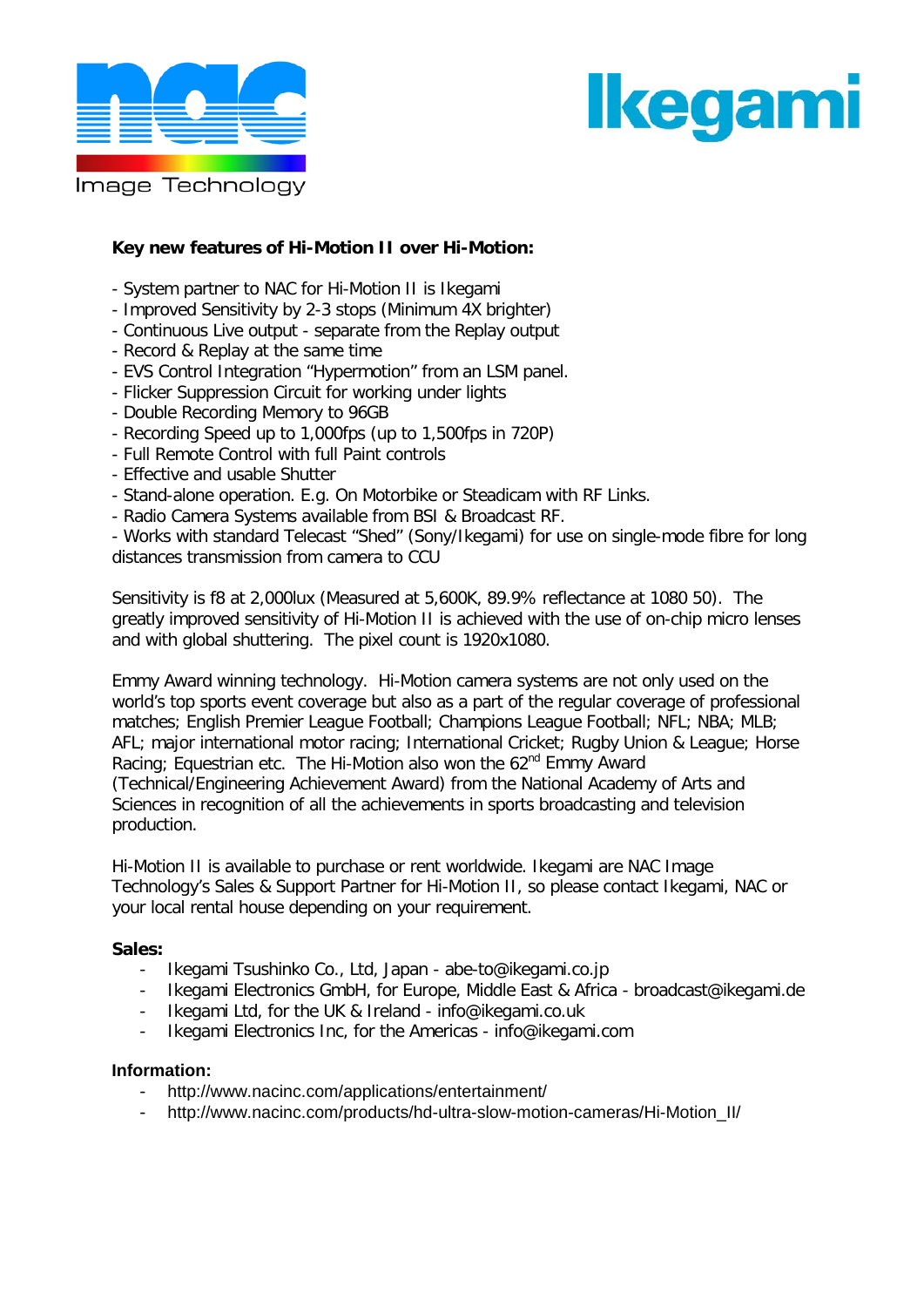nac

Image Technology

Ikegami

**Key new features of Hi-Motion II over Hi-Motion:**

- System partner to NAC for Hi-Motion II is Ikegami
- Improved Sensitivity by 2-3 stops (Minimum 4X brighter)
- Continuous Live output - separate from the Replay output
- Record & Replay at the same time
- EVS Control Integration "Hypermotion" from an LSM panel.
- Flicker Suppression Circuit for working under lights
- Double Recording Memory to 96GB
- Recording Speed up to 1,000fps (up to 1,500fps in 720P)
- Full Remote Control with full Paint controls
- Effective and usable Shutter
- Stand-alone operation. E.g. On Motorbike or Steadicam with RF Links.
- Radio Camera Systems available from BSI & Broadcast RF.
- Works with standard Telecast "Shed" (Sony/Ikegami) for use on single-mode fibre for long distances transmission from camera to CCU

Sensitivity is f8 at 2,000lux (Measured at 5,600K, 89.9% reflectance at 1080 50). The greatly improved sensitivity of Hi-Motion II is achieved with the use of on-chip micro lenses and with global shuttering. The pixel count is 1920x1080.

Emmy Award winning technology. Hi-Motion camera systems are not only used on the world's top sports event coverage but also as a part of the regular coverage of professional matches; English Premier League Football; Champions League Football; NFL; NBA; MLB; AFL; major international motor racing; International Cricket; Rugby Union & League; Horse Racing; Equestrian etc. The Hi-Motion also won the 62nd Emmy Award (Technical/Engineering Achievement Award) from the National Academy of Arts and Sciences in recognition of all the achievements in sports broadcasting and television production.

Hi-Motion II is available to purchase or rent worldwide. Ikegami are NAC Image Technology's Sales & Support Partner for Hi-Motion II, so please contact Ikegami, NAC or your local rental house depending on your requirement.

**Sales:**

- Ikegami Tsushinko Co., Ltd, Japan - abe-to@ikegami.co.jp
- Ikegami Electronics GmbH, for Europe, Middle East & Africa - broadcast@ikegami.de
- Ikegami Ltd, for the UK & Ireland - info@ikegami.co.uk
- Ikegami Electronics Inc, for the Americas - info@ikegami.com

**Information:**

- http://www.nacinc.com/applications/entertainment/
- http://www.nacinc.com/products/hd-ultra-slow-motion-cameras/Hi-Motion_II/